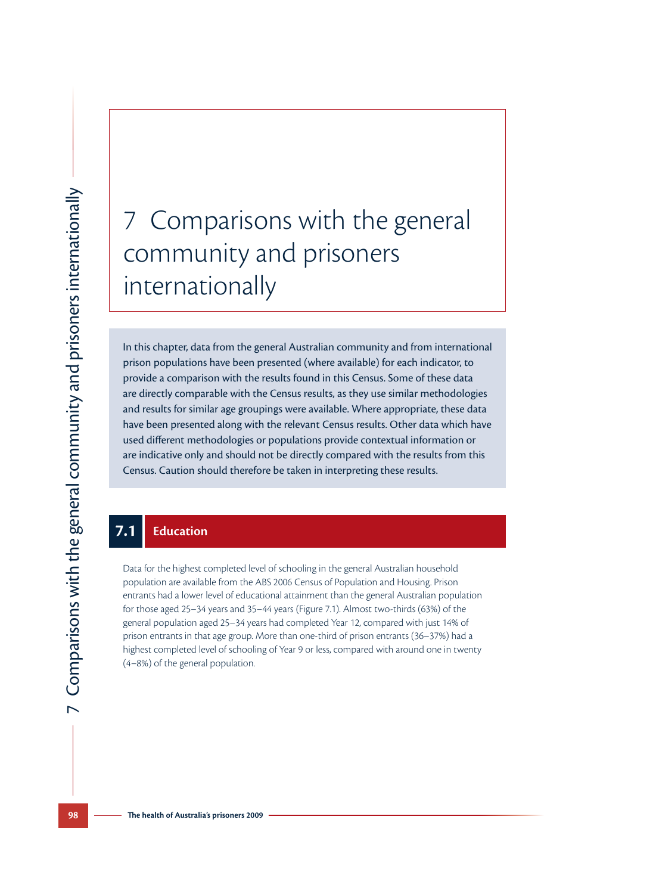# 7 Comparisons with the general community and prisoners internationally

In this chapter, data from the general Australian community and from international prison populations have been presented (where available) for each indicator, to provide a comparison with the results found in this Census. Some of these data are directly comparable with the Census results, as they use similar methodologies and results for similar age groupings were available. Where appropriate, these data have been presented along with the relevant Census results. Other data which have used different methodologies or populations provide contextual information or are indicative only and should not be directly compared with the results from this Census. Caution should therefore be taken in interpreting these results.

## 7.1 Education

Data for the highest completed level of schooling in the general Australian household population are available from the ABS 2006 Census of Population and Housing. Prison entrants had a lower level of educational attainment than the general Australian population for those aged 25–34 years and 35–44 years (Figure 7.1). Almost two-thirds (63%) of the general population aged 25–34 years had completed Year 12, compared with just 14% of prison entrants in that age group. More than one-third of prison entrants (36–37%) had a highest completed level of schooling of Year 9 or less, compared with around one in twenty (4–8%) of the general population.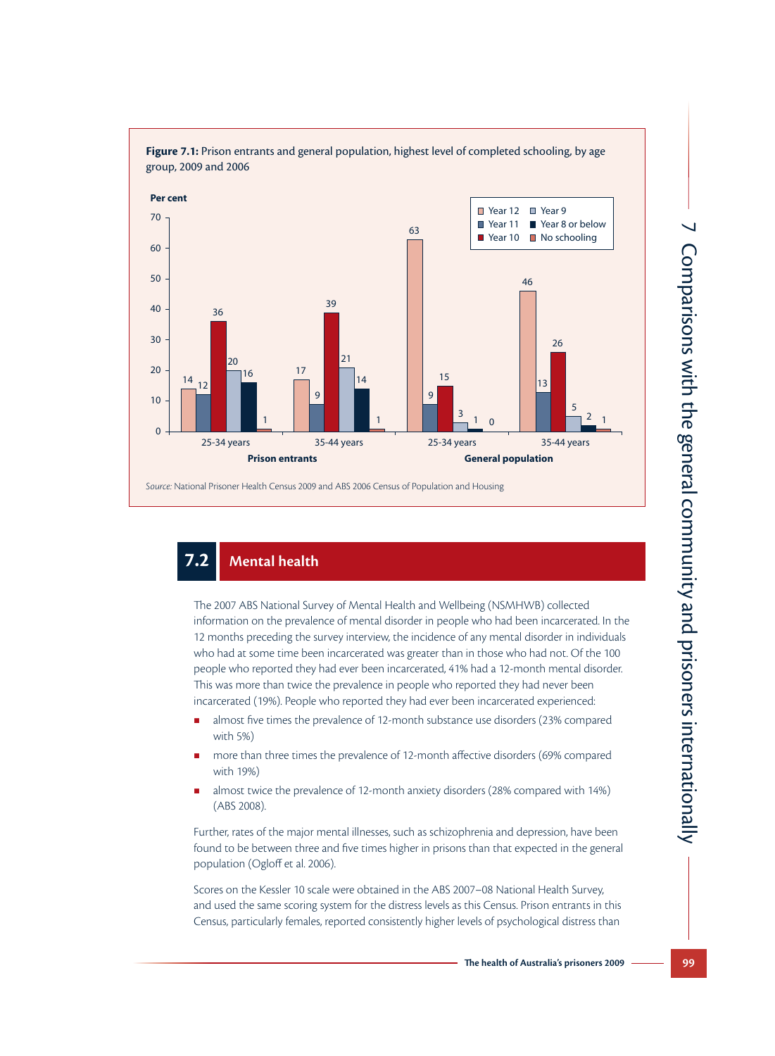**Figure 7.1:** Prison entrants and general population, highest level of completed schooling, by age group, 2009 and 2006

| Per cent | Prison entrants 25-34 years | Prison entrants 35-44 years | General population 25-34 years | General population 35-44 years |
|---|---|---|---|---|
| Year 12 | 14 | 17 | 63 | 46 |
| Year 11 | 12 | 9 | 9 | 13 |
| Year 10 | 36 | 39 | 15 | 26 |
| Year 9 | 20 | 21 | 3 | 5 |
| Year 8 or below | 16 | 14 | 1 | 2 |
| No schooling | 1 | 1 | 0 | 1 |

*Source:* National Prisoner Health Census 2009 and ABS 2006 Census of Population and Housing

## 7.2 Mental health

The 2007 ABS National Survey of Mental Health and Wellbeing (NSMHWB) collected information on the prevalence of mental disorder in people who had been incarcerated. In the 12 months preceding the survey interview, the incidence of any mental disorder in individuals who had at some time been incarcerated was greater than in those who had not. Of the 100 people who reported they had ever been incarcerated, 41% had a 12-month mental disorder. This was more than twice the prevalence in people who reported they had never been incarcerated (19%). People who reported they had ever been incarcerated experienced:

- almost five times the prevalence of 12-month substance use disorders (23% compared with 5%)
- more than three times the prevalence of 12-month affective disorders (69% compared with 19%)
- almost twice the prevalence of 12-month anxiety disorders (28% compared with 14%) (ABS 2008).

Further, rates of the major mental illnesses, such as schizophrenia and depression, have been found to be between three and five times higher in prisons than that expected in the general population (Ogloff et al. 2006).

Scores on the Kessler 10 scale were obtained in the ABS 2007–08 National Health Survey, and used the same scoring system for the distress levels as this Census. Prison entrants in this Census, particularly females, reported consistently higher levels of psychological distress than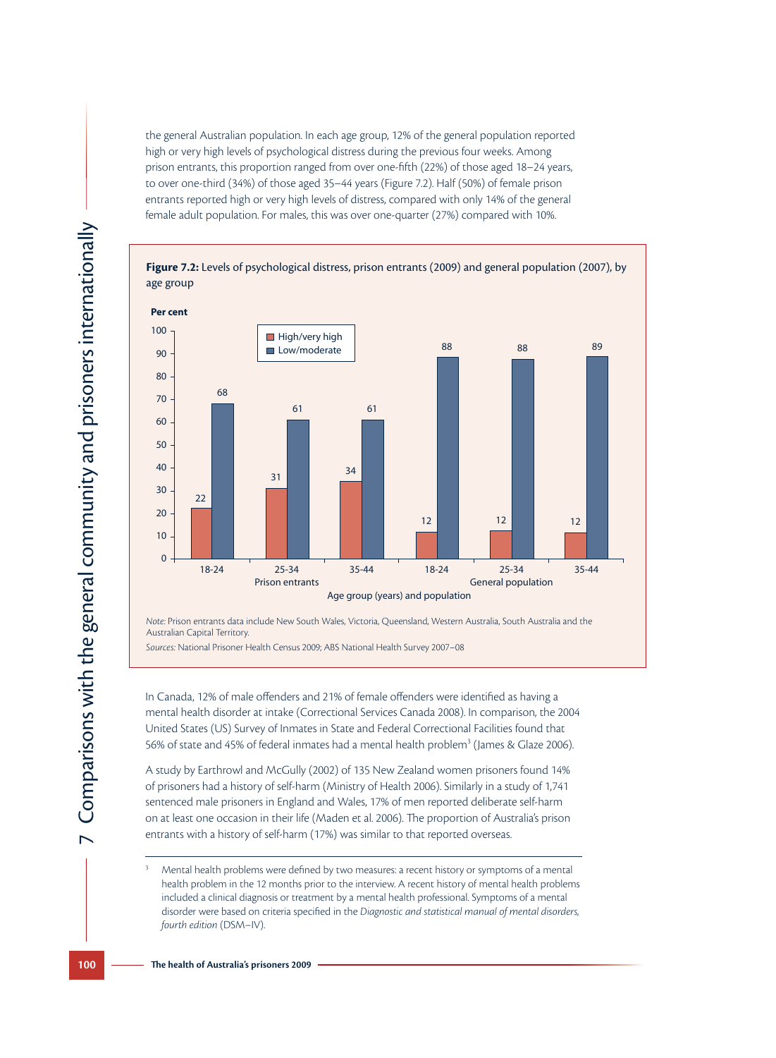the general Australian population. In each age group, 12% of the general population reported high or very high levels of psychological distress during the previous four weeks. Among prison entrants, this proportion ranged from over one-fifth (22%) of those aged 18–24 years, to over one-third (34%) of those aged 35–44 years (Figure 7.2). Half (50%) of female prison entrants reported high or very high levels of distress, compared with only 14% of the general female adult population. For males, this was over one-quarter (27%) compared with 10%.

**Figure 7.2:** Levels of psychological distress, prison entrants (2009) and general population (2007), by age group

| Population | Age group (years) | High/very high (per cent) | Low/moderate (per cent) |
|---|---|---|---|
| Prison entrants | 18-24 | 22 | 68 |
| Prison entrants | 25-34 | 31 | 61 |
| Prison entrants | 35-44 | 34 | 61 |
| General population | 18-24 | 12 | 88 |
| General population | 25-34 | 12 | 88 |
| General population | 35-44 | 12 | 89 |

*Note:* Prison entrants data include New South Wales, Victoria, Queensland, Western Australia, South Australia and the Australian Capital Territory.

*Sources:* National Prisoner Health Census 2009; ABS National Health Survey 2007–08

In Canada, 12% of male offenders and 21% of female offenders were identified as having a mental health disorder at intake (Correctional Services Canada 2008). In comparison, the 2004 United States (US) Survey of Inmates in State and Federal Correctional Facilities found that 56% of state and 45% of federal inmates had a mental health problem[3] (James & Glaze 2006).

A study by Earthrowl and McGully (2002) of 135 New Zealand women prisoners found 14% of prisoners had a history of self-harm (Ministry of Health 2006). Similarly in a study of 1,741 sentenced male prisoners in England and Wales, 17% of men reported deliberate self-harm on at least one occasion in their life (Maden et al. 2006). The proportion of Australia's prison entrants with a history of self-harm (17%) was similar to that reported overseas.

[3] Mental health problems were defined by two measures: a recent history or symptoms of a mental health problem in the 12 months prior to the interview. A recent history of mental health problems included a clinical diagnosis or treatment by a mental health professional. Symptoms of a mental disorder were based on criteria specified in the *Diagnostic and statistical manual of mental disorders, fourth edition* (DSM–IV).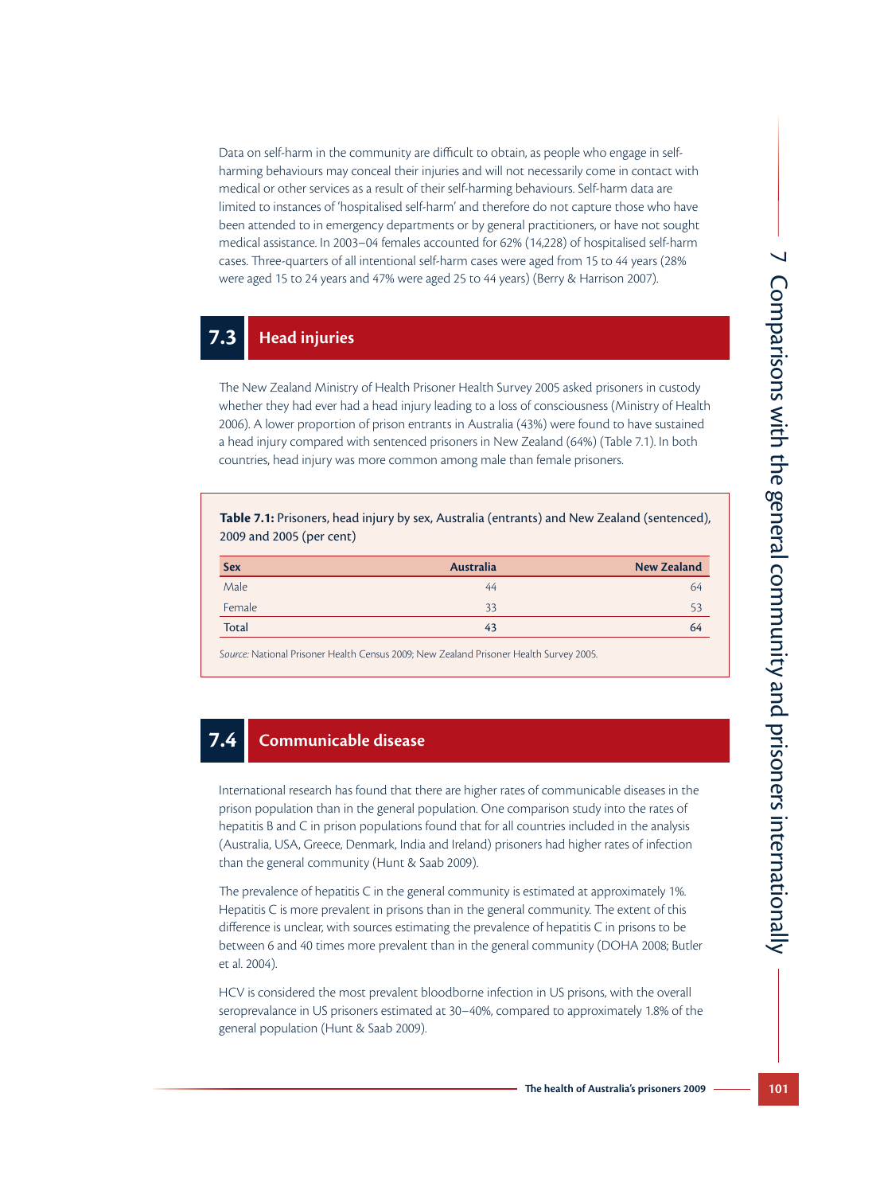Data on self-harm in the community are difficult to obtain, as people who engage in self-harming behaviours may conceal their injuries and will not necessarily come in contact with medical or other services as a result of their self-harming behaviours. Self-harm data are limited to instances of 'hospitalised self-harm' and therefore do not capture those who have been attended to in emergency departments or by general practitioners, or have not sought medical assistance. In 2003–04 females accounted for 62% (14,228) of hospitalised self-harm cases. Three-quarters of all intentional self-harm cases were aged from 15 to 44 years (28% were aged 15 to 24 years and 47% were aged 25 to 44 years) (Berry & Harrison 2007).

## 7.3 Head injuries

The New Zealand Ministry of Health Prisoner Health Survey 2005 asked prisoners in custody whether they had ever had a head injury leading to a loss of consciousness (Ministry of Health 2006). A lower proportion of prison entrants in Australia (43%) were found to have sustained a head injury compared with sentenced prisoners in New Zealand (64%) (Table 7.1). In both countries, head injury was more common among male than female prisoners.

**Table 7.1:** Prisoners, head injury by sex, Australia (entrants) and New Zealand (sentenced), 2009 and 2005 (per cent)

| Sex | Australia | New Zealand |
|---|---|---|
| Male | 44 | 64 |
| Female | 33 | 53 |
| Total | 43 | 64 |

*Source:* National Prisoner Health Census 2009; New Zealand Prisoner Health Survey 2005.

## 7.4 Communicable disease

International research has found that there are higher rates of communicable diseases in the prison population than in the general population. One comparison study into the rates of hepatitis B and C in prison populations found that for all countries included in the analysis (Australia, USA, Greece, Denmark, India and Ireland) prisoners had higher rates of infection than the general community (Hunt & Saab 2009).

The prevalence of hepatitis C in the general community is estimated at approximately 1%. Hepatitis C is more prevalent in prisons than in the general community. The extent of this difference is unclear, with sources estimating the prevalence of hepatitis C in prisons to be between 6 and 40 times more prevalent than in the general community (DOHA 2008; Butler et al. 2004).

HCV is considered the most prevalent bloodborne infection in US prisons, with the overall seroprevalance in US prisoners estimated at 30–40%, compared to approximately 1.8% of the general population (Hunt & Saab 2009).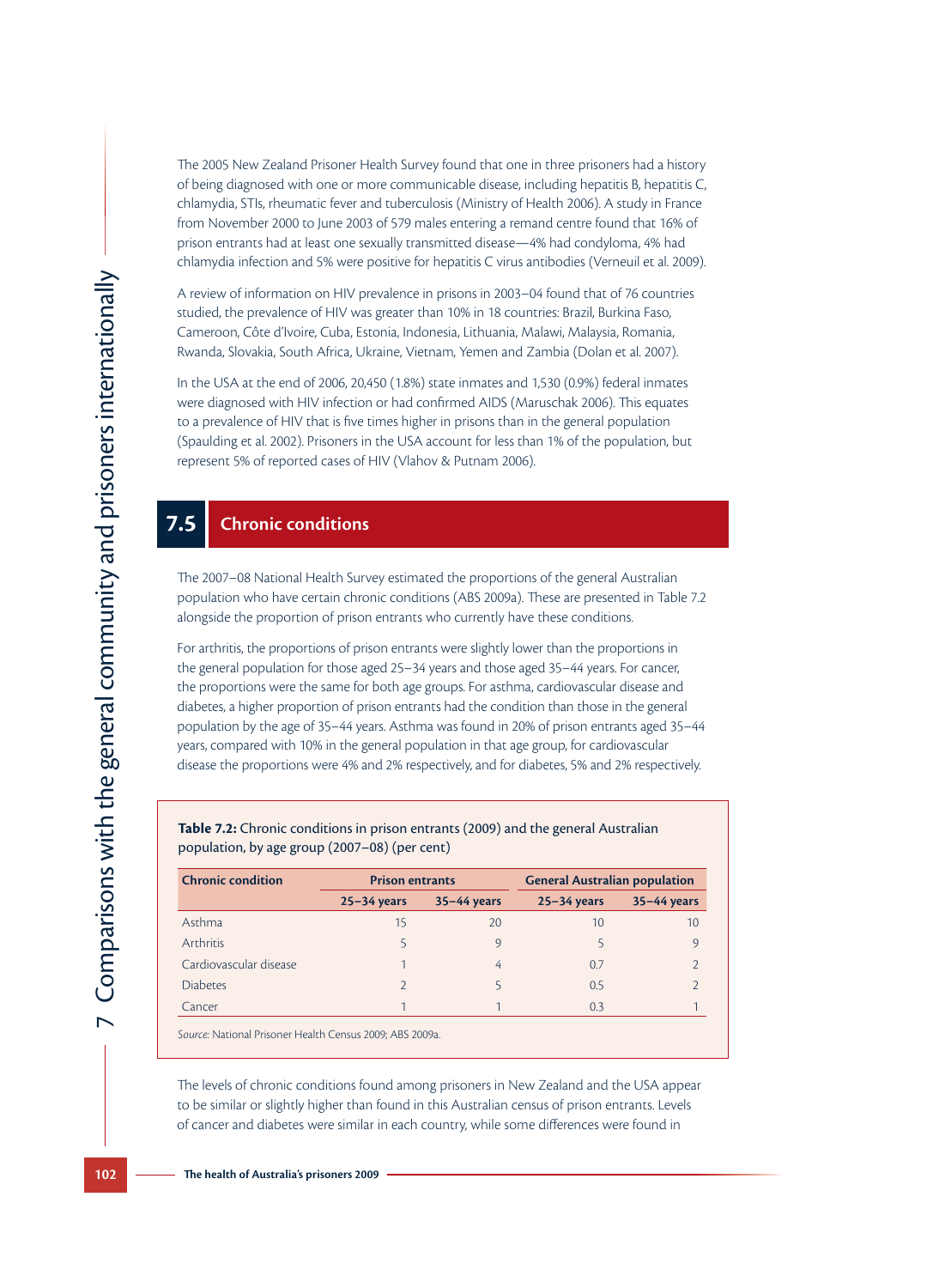The 2005 New Zealand Prisoner Health Survey found that one in three prisoners had a history of being diagnosed with one or more communicable disease, including hepatitis B, hepatitis C, chlamydia, STIs, rheumatic fever and tuberculosis (Ministry of Health 2006). A study in France from November 2000 to June 2003 of 579 males entering a remand centre found that 16% of prison entrants had at least one sexually transmitted disease—4% had condyloma, 4% had chlamydia infection and 5% were positive for hepatitis C virus antibodies (Verneuil et al. 2009).

A review of information on HIV prevalence in prisons in 2003–04 found that of 76 countries studied, the prevalence of HIV was greater than 10% in 18 countries: Brazil, Burkina Faso, Cameroon, Côte d'Ivoire, Cuba, Estonia, Indonesia, Lithuania, Malawi, Malaysia, Romania, Rwanda, Slovakia, South Africa, Ukraine, Vietnam, Yemen and Zambia (Dolan et al. 2007).

In the USA at the end of 2006, 20,450 (1.8%) state inmates and 1,530 (0.9%) federal inmates were diagnosed with HIV infection or had confirmed AIDS (Maruschak 2006). This equates to a prevalence of HIV that is five times higher in prisons than in the general population (Spaulding et al. 2002). Prisoners in the USA account for less than 1% of the population, but represent 5% of reported cases of HIV (Vlahov & Putnam 2006).

## 7.5 Chronic conditions

The 2007–08 National Health Survey estimated the proportions of the general Australian population who have certain chronic conditions (ABS 2009a). These are presented in Table 7.2 alongside the proportion of prison entrants who currently have these conditions.

For arthritis, the proportions of prison entrants were slightly lower than the proportions in the general population for those aged 25–34 years and those aged 35–44 years. For cancer, the proportions were the same for both age groups. For asthma, cardiovascular disease and diabetes, a higher proportion of prison entrants had the condition than those in the general population by the age of 35–44 years. Asthma was found in 20% of prison entrants aged 35–44 years, compared with 10% in the general population in that age group, for cardiovascular disease the proportions were 4% and 2% respectively, and for diabetes, 5% and 2% respectively.

**Table 7.2:** Chronic conditions in prison entrants (2009) and the general Australian population, by age group (2007–08) (per cent)

| Chronic condition | Prison entrants | | General Australian population | |
|---|---|---|---|---|
| | 25–34 years | 35–44 years | 25–34 years | 35–44 years |
| Asthma | 15 | 20 | 10 | 10 |
| Arthritis | 5 | 9 | 5 | 9 |
| Cardiovascular disease | 1 | 4 | 0.7 | 2 |
| Diabetes | 2 | 5 | 0.5 | 2 |
| Cancer | 1 | 1 | 0.3 | 1 |

*Source:* National Prisoner Health Census 2009; ABS 2009a.

The levels of chronic conditions found among prisoners in New Zealand and the USA appear to be similar or slightly higher than found in this Australian census of prison entrants. Levels of cancer and diabetes were similar in each country, while some differences were found in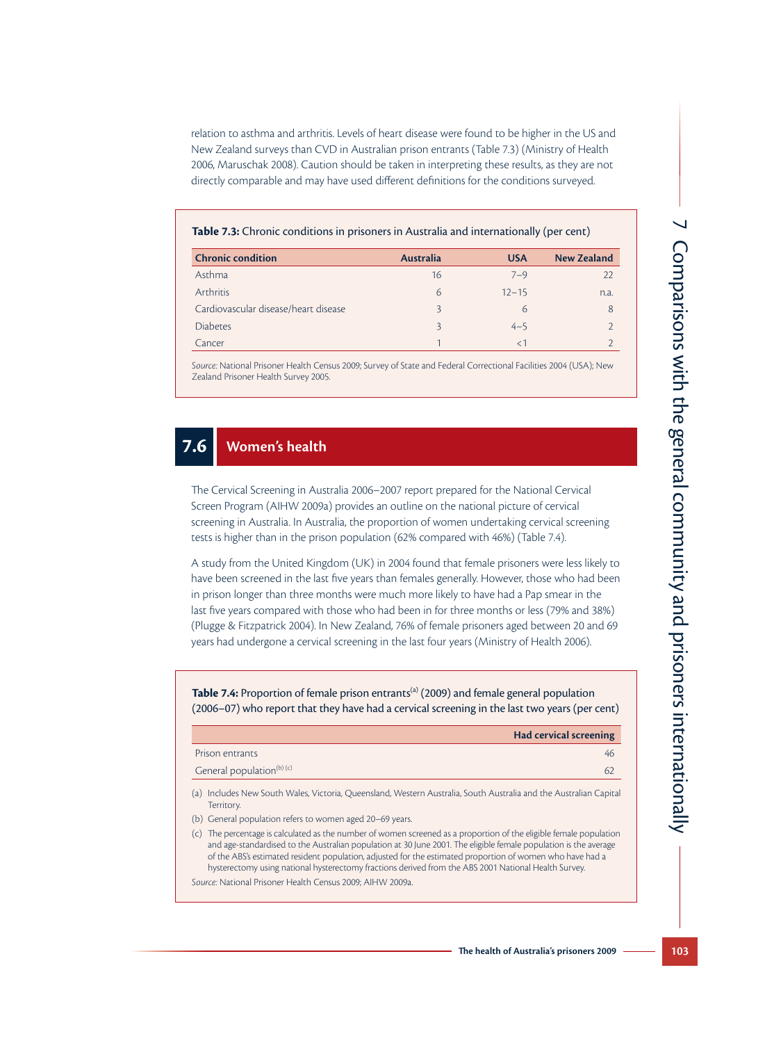relation to asthma and arthritis. Levels of heart disease were found to be higher in the US and New Zealand surveys than CVD in Australian prison entrants (Table 7.3) (Ministry of Health 2006, Maruschak 2008). Caution should be taken in interpreting these results, as they are not directly comparable and may have used different definitions for the conditions surveyed.

**Table 7.3:** Chronic conditions in prisoners in Australia and internationally (per cent)

| Chronic condition | Australia | USA | New Zealand |
|---|---|---|---|
| Asthma | 16 | 7–9 | 22 |
| Arthritis | 6 | 12–15 | n.a. |
| Cardiovascular disease/heart disease | 3 | 6 | 8 |
| Diabetes | 3 | 4–5 | 2 |
| Cancer | 1 | <1 | 2 |

*Source:* National Prisoner Health Census 2009; Survey of State and Federal Correctional Facilities 2004 (USA); New Zealand Prisoner Health Survey 2005.

## 7.6 Women's health

The Cervical Screening in Australia 2006–2007 report prepared for the National Cervical Screen Program (AIHW 2009a) provides an outline on the national picture of cervical screening in Australia. In Australia, the proportion of women undertaking cervical screening tests is higher than in the prison population (62% compared with 46%) (Table 7.4).

A study from the United Kingdom (UK) in 2004 found that female prisoners were less likely to have been screened in the last five years than females generally. However, those who had been in prison longer than three months were much more likely to have had a Pap smear in the last five years compared with those who had been in for three months or less (79% and 38%) (Plugge & Fitzpatrick 2004). In New Zealand, 76% of female prisoners aged between 20 and 69 years had undergone a cervical screening in the last four years (Ministry of Health 2006).

**Table 7.4:** Proportion of female prison entrants[(a)] (2009) and female general population (2006–07) who report that they have had a cervical screening in the last two years (per cent)

| | Had cervical screening |
|---|---|
| Prison entrants | 46 |
| General population[(b) (c)] | 62 |

(a) Includes New South Wales, Victoria, Queensland, Western Australia, South Australia and the Australian Capital Territory.

(b) General population refers to women aged 20–69 years.

(c) The percentage is calculated as the number of women screened as a proportion of the eligible female population and age-standardised to the Australian population at 30 June 2001. The eligible female population is the average of the ABS's estimated resident population, adjusted for the estimated proportion of women who have had a hysterectomy using national hysterectomy fractions derived from the ABS 2001 National Health Survey.

*Source:* National Prisoner Health Census 2009; AIHW 2009a.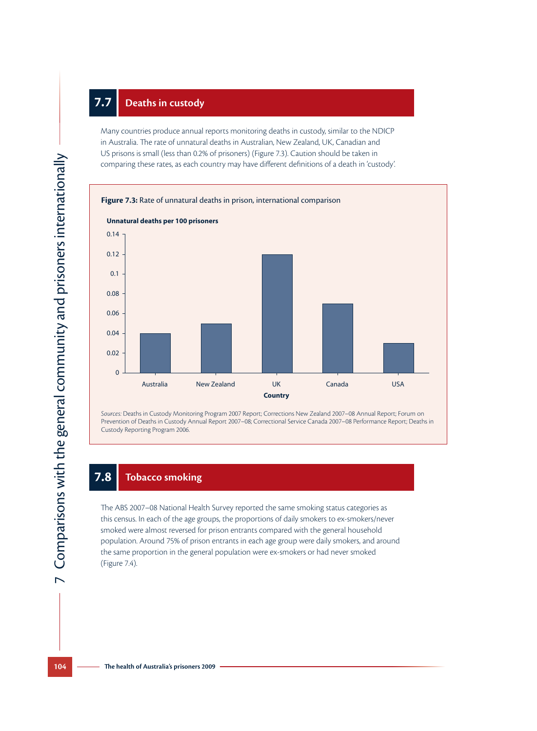## 7.7 Deaths in custody

Many countries produce annual reports monitoring deaths in custody, similar to the NDICP in Australia. The rate of unnatural deaths in Australian, New Zealand, UK, Canadian and US prisons is small (less than 0.2% of prisoners) (Figure 7.3). Caution should be taken in comparing these rates, as each country may have different definitions of a death in 'custody'.

**Figure 7.3:** Rate of unnatural deaths in prison, international comparison

| Country | Unnatural deaths per 100 prisoners |
|---|---|
| Australia | 0.04 |
| New Zealand | 0.05 |
| UK | 0.12 |
| Canada | 0.07 |
| USA | 0.03 |

*Sources:* Deaths in Custody Monitoring Program 2007 Report; Corrections New Zealand 2007–08 Annual Report; Forum on Prevention of Deaths in Custody Annual Report 2007–08; Correctional Service Canada 2007–08 Performance Report; Deaths in Custody Reporting Program 2006.

## 7.8 Tobacco smoking

The ABS 2007–08 National Health Survey reported the same smoking status categories as this census. In each of the age groups, the proportions of daily smokers to ex-smokers/never smoked were almost reversed for prison entrants compared with the general household population. Around 75% of prison entrants in each age group were daily smokers, and around the same proportion in the general population were ex-smokers or had never smoked (Figure 7.4).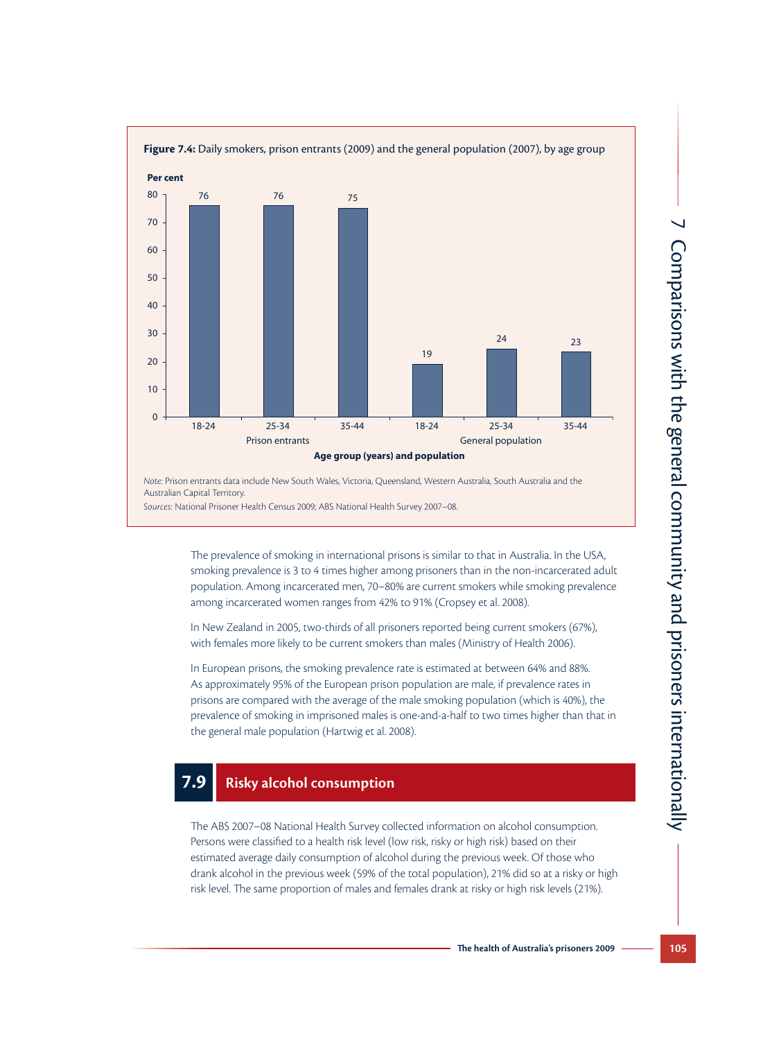**Figure 7.4:** Daily smokers, prison entrants (2009) and the general population (2007), by age group

| Population | Age group (years) | Per cent |
|---|---|---|
| Prison entrants | 18-24 | 76 |
| Prison entrants | 25-34 | 76 |
| Prison entrants | 35-44 | 75 |
| General population | 18-24 | 19 |
| General population | 25-34 | 24 |
| General population | 35-44 | 23 |

*Note:* Prison entrants data include New South Wales, Victoria, Queensland, Western Australia, South Australia and the Australian Capital Territory.

*Sources:* National Prisoner Health Census 2009; ABS National Health Survey 2007–08.

The prevalence of smoking in international prisons is similar to that in Australia. In the USA, smoking prevalence is 3 to 4 times higher among prisoners than in the non-incarcerated adult population. Among incarcerated men, 70–80% are current smokers while smoking prevalence among incarcerated women ranges from 42% to 91% (Cropsey et al. 2008).

In New Zealand in 2005, two-thirds of all prisoners reported being current smokers (67%), with females more likely to be current smokers than males (Ministry of Health 2006).

In European prisons, the smoking prevalence rate is estimated at between 64% and 88%. As approximately 95% of the European prison population are male, if prevalence rates in prisons are compared with the average of the male smoking population (which is 40%), the prevalence of smoking in imprisoned males is one-and-a-half to two times higher than that in the general male population (Hartwig et al. 2008).

## 7.9 Risky alcohol consumption

The ABS 2007–08 National Health Survey collected information on alcohol consumption. Persons were classified to a health risk level (low risk, risky or high risk) based on their estimated average daily consumption of alcohol during the previous week. Of those who drank alcohol in the previous week (59% of the total population), 21% did so at a risky or high risk level. The same proportion of males and females drank at risky or high risk levels (21%).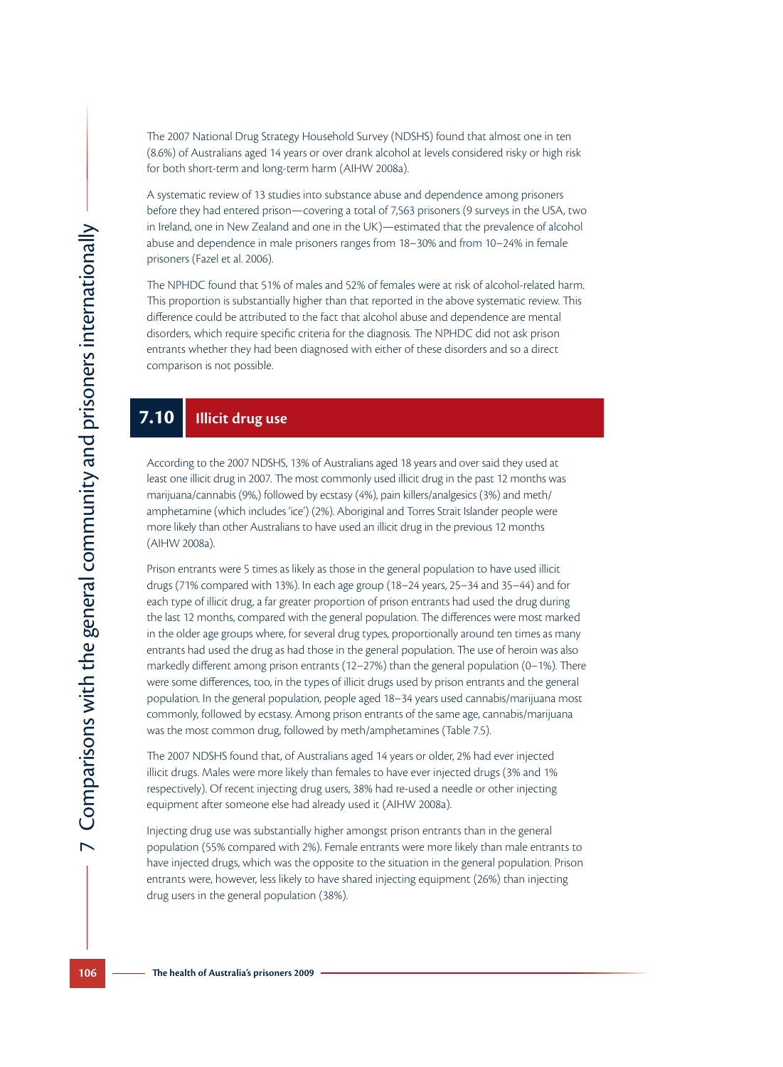The 2007 National Drug Strategy Household Survey (NDSHS) found that almost one in ten (8.6%) of Australians aged 14 years or over drank alcohol at levels considered risky or high risk for both short-term and long-term harm (AIHW 2008a).

A systematic review of 13 studies into substance abuse and dependence among prisoners before they had entered prison—covering a total of 7,563 prisoners (9 surveys in the USA, two in Ireland, one in New Zealand and one in the UK)—estimated that the prevalence of alcohol abuse and dependence in male prisoners ranges from 18–30% and from 10–24% in female prisoners (Fazel et al. 2006).

The NPHDC found that 51% of males and 52% of females were at risk of alcohol-related harm. This proportion is substantially higher than that reported in the above systematic review. This difference could be attributed to the fact that alcohol abuse and dependence are mental disorders, which require specific criteria for the diagnosis. The NPHDC did not ask prison entrants whether they had been diagnosed with either of these disorders and so a direct comparison is not possible.

## 7.10 Illicit drug use

According to the 2007 NDSHS, 13% of Australians aged 18 years and over said they used at least one illicit drug in 2007. The most commonly used illicit drug in the past 12 months was marijuana/cannabis (9%,) followed by ecstasy (4%), pain killers/analgesics (3%) and meth/amphetamine (which includes 'ice') (2%). Aboriginal and Torres Strait Islander people were more likely than other Australians to have used an illicit drug in the previous 12 months (AIHW 2008a).

Prison entrants were 5 times as likely as those in the general population to have used illicit drugs (71% compared with 13%). In each age group (18–24 years, 25–34 and 35–44) and for each type of illicit drug, a far greater proportion of prison entrants had used the drug during the last 12 months, compared with the general population. The differences were most marked in the older age groups where, for several drug types, proportionally around ten times as many entrants had used the drug as had those in the general population. The use of heroin was also markedly different among prison entrants (12–27%) than the general population (0–1%). There were some differences, too, in the types of illicit drugs used by prison entrants and the general population. In the general population, people aged 18–34 years used cannabis/marijuana most commonly, followed by ecstasy. Among prison entrants of the same age, cannabis/marijuana was the most common drug, followed by meth/amphetamines (Table 7.5).

The 2007 NDSHS found that, of Australians aged 14 years or older, 2% had ever injected illicit drugs. Males were more likely than females to have ever injected drugs (3% and 1% respectively). Of recent injecting drug users, 38% had re-used a needle or other injecting equipment after someone else had already used it (AIHW 2008a).

Injecting drug use was substantially higher amongst prison entrants than in the general population (55% compared with 2%). Female entrants were more likely than male entrants to have injected drugs, which was the opposite to the situation in the general population. Prison entrants were, however, less likely to have shared injecting equipment (26%) than injecting drug users in the general population (38%).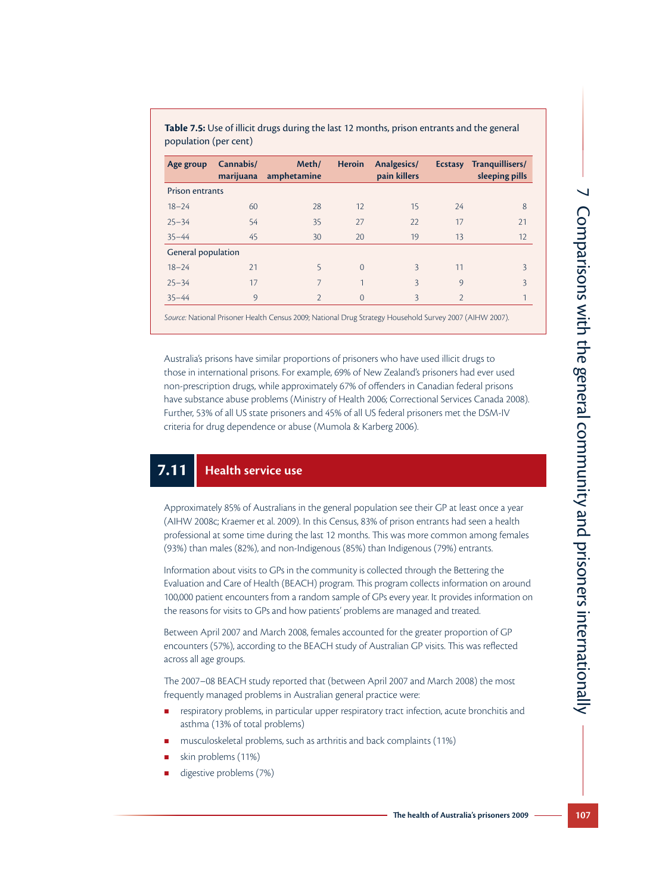**Table 7.5:** Use of illicit drugs during the last 12 months, prison entrants and the general population (per cent)

| Age group | Cannabis/ marijuana | Meth/ amphetamine | Heroin | Analgesics/ pain killers | Ecstasy | Tranquillisers/ sleeping pills |
|---|---|---|---|---|---|---|
| Prison entrants | | | | | | |
| 18–24 | 60 | 28 | 12 | 15 | 24 | 8 |
| 25–34 | 54 | 35 | 27 | 22 | 17 | 21 |
| 35–44 | 45 | 30 | 20 | 19 | 13 | 12 |
| General population | | | | | | |
| 18–24 | 21 | 5 | 0 | 3 | 11 | 3 |
| 25–34 | 17 | 7 | 1 | 3 | 9 | 3 |
| 35–44 | 9 | 2 | 0 | 3 | 2 | 1 |

*Source:* National Prisoner Health Census 2009; National Drug Strategy Household Survey 2007 (AIHW 2007).

Australia's prisons have similar proportions of prisoners who have used illicit drugs to those in international prisons. For example, 69% of New Zealand's prisoners had ever used non-prescription drugs, while approximately 67% of offenders in Canadian federal prisons have substance abuse problems (Ministry of Health 2006; Correctional Services Canada 2008). Further, 53% of all US state prisoners and 45% of all US federal prisoners met the DSM-IV criteria for drug dependence or abuse (Mumola & Karberg 2006).

## 7.11 Health service use

Approximately 85% of Australians in the general population see their GP at least once a year (AIHW 2008c; Kraemer et al. 2009). In this Census, 83% of prison entrants had seen a health professional at some time during the last 12 months. This was more common among females (93%) than males (82%), and non-Indigenous (85%) than Indigenous (79%) entrants.

Information about visits to GPs in the community is collected through the Bettering the Evaluation and Care of Health (BEACH) program. This program collects information on around 100,000 patient encounters from a random sample of GPs every year. It provides information on the reasons for visits to GPs and how patients' problems are managed and treated.

Between April 2007 and March 2008, females accounted for the greater proportion of GP encounters (57%), according to the BEACH study of Australian GP visits. This was reflected across all age groups.

The 2007–08 BEACH study reported that (between April 2007 and March 2008) the most frequently managed problems in Australian general practice were:

- respiratory problems, in particular upper respiratory tract infection, acute bronchitis and asthma (13% of total problems)
- musculoskeletal problems, such as arthritis and back complaints (11%)
- skin problems (11%)
- digestive problems (7%)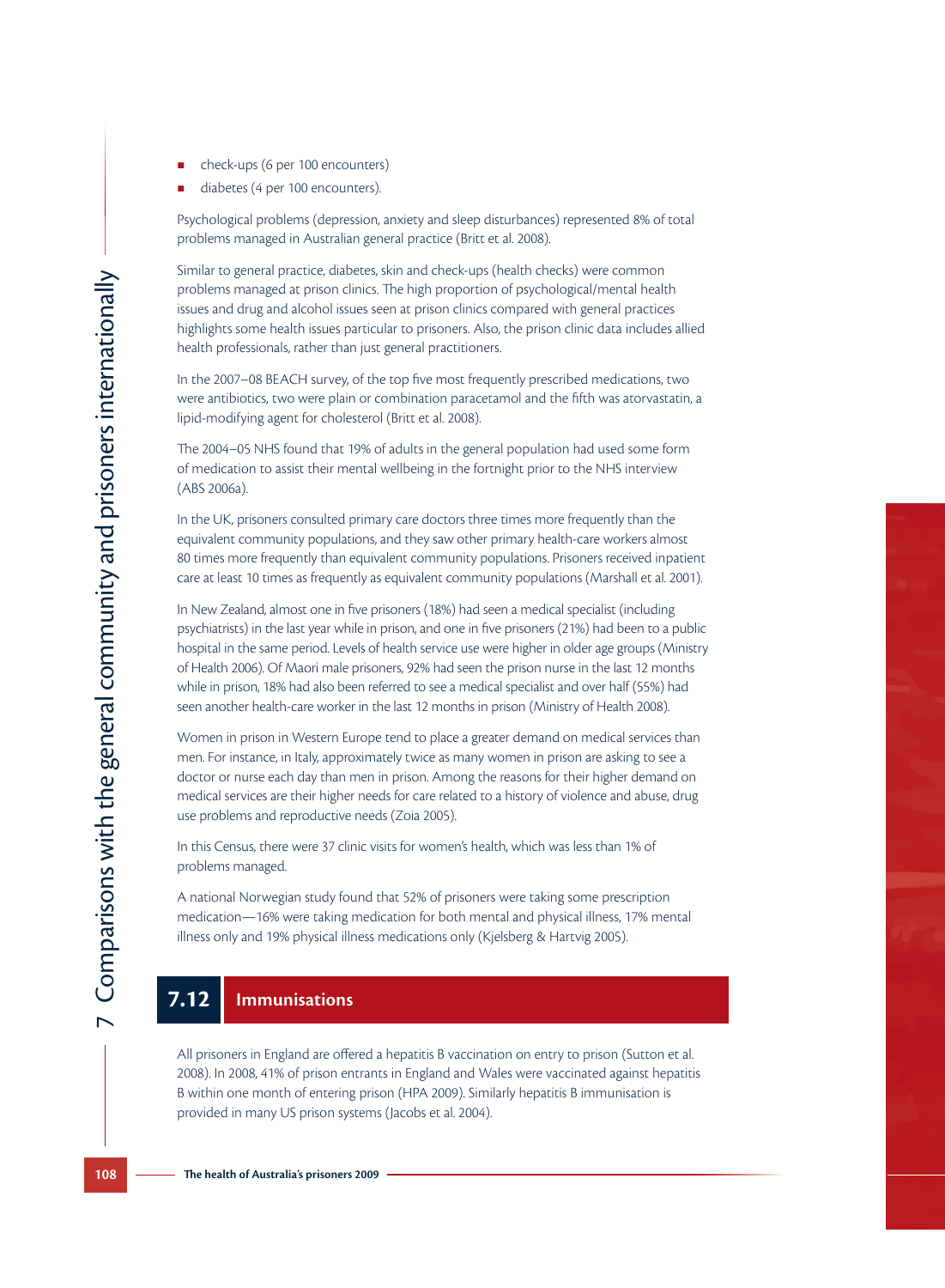- check-ups (6 per 100 encounters)
- diabetes (4 per 100 encounters).

Psychological problems (depression, anxiety and sleep disturbances) represented 8% of total problems managed in Australian general practice (Britt et al. 2008).

Similar to general practice, diabetes, skin and check-ups (health checks) were common problems managed at prison clinics. The high proportion of psychological/mental health issues and drug and alcohol issues seen at prison clinics compared with general practices highlights some health issues particular to prisoners. Also, the prison clinic data includes allied health professionals, rather than just general practitioners.

In the 2007–08 BEACH survey, of the top five most frequently prescribed medications, two were antibiotics, two were plain or combination paracetamol and the fifth was atorvastatin, a lipid-modifying agent for cholesterol (Britt et al. 2008).

The 2004–05 NHS found that 19% of adults in the general population had used some form of medication to assist their mental wellbeing in the fortnight prior to the NHS interview (ABS 2006a).

In the UK, prisoners consulted primary care doctors three times more frequently than the equivalent community populations, and they saw other primary health-care workers almost 80 times more frequently than equivalent community populations. Prisoners received inpatient care at least 10 times as frequently as equivalent community populations (Marshall et al. 2001).

In New Zealand, almost one in five prisoners (18%) had seen a medical specialist (including psychiatrists) in the last year while in prison, and one in five prisoners (21%) had been to a public hospital in the same period. Levels of health service use were higher in older age groups (Ministry of Health 2006). Of Maori male prisoners, 92% had seen the prison nurse in the last 12 months while in prison, 18% had also been referred to see a medical specialist and over half (55%) had seen another health-care worker in the last 12 months in prison (Ministry of Health 2008).

Women in prison in Western Europe tend to place a greater demand on medical services than men. For instance, in Italy, approximately twice as many women in prison are asking to see a doctor or nurse each day than men in prison. Among the reasons for their higher demand on medical services are their higher needs for care related to a history of violence and abuse, drug use problems and reproductive needs (Zoia 2005).

In this Census, there were 37 clinic visits for women's health, which was less than 1% of problems managed.

A national Norwegian study found that 52% of prisoners were taking some prescription medication—16% were taking medication for both mental and physical illness, 17% mental illness only and 19% physical illness medications only (Kjelsberg & Hartvig 2005).

## 7.12 Immunisations

All prisoners in England are offered a hepatitis B vaccination on entry to prison (Sutton et al. 2008). In 2008, 41% of prison entrants in England and Wales were vaccinated against hepatitis B within one month of entering prison (HPA 2009). Similarly hepatitis B immunisation is provided in many US prison systems (Jacobs et al. 2004).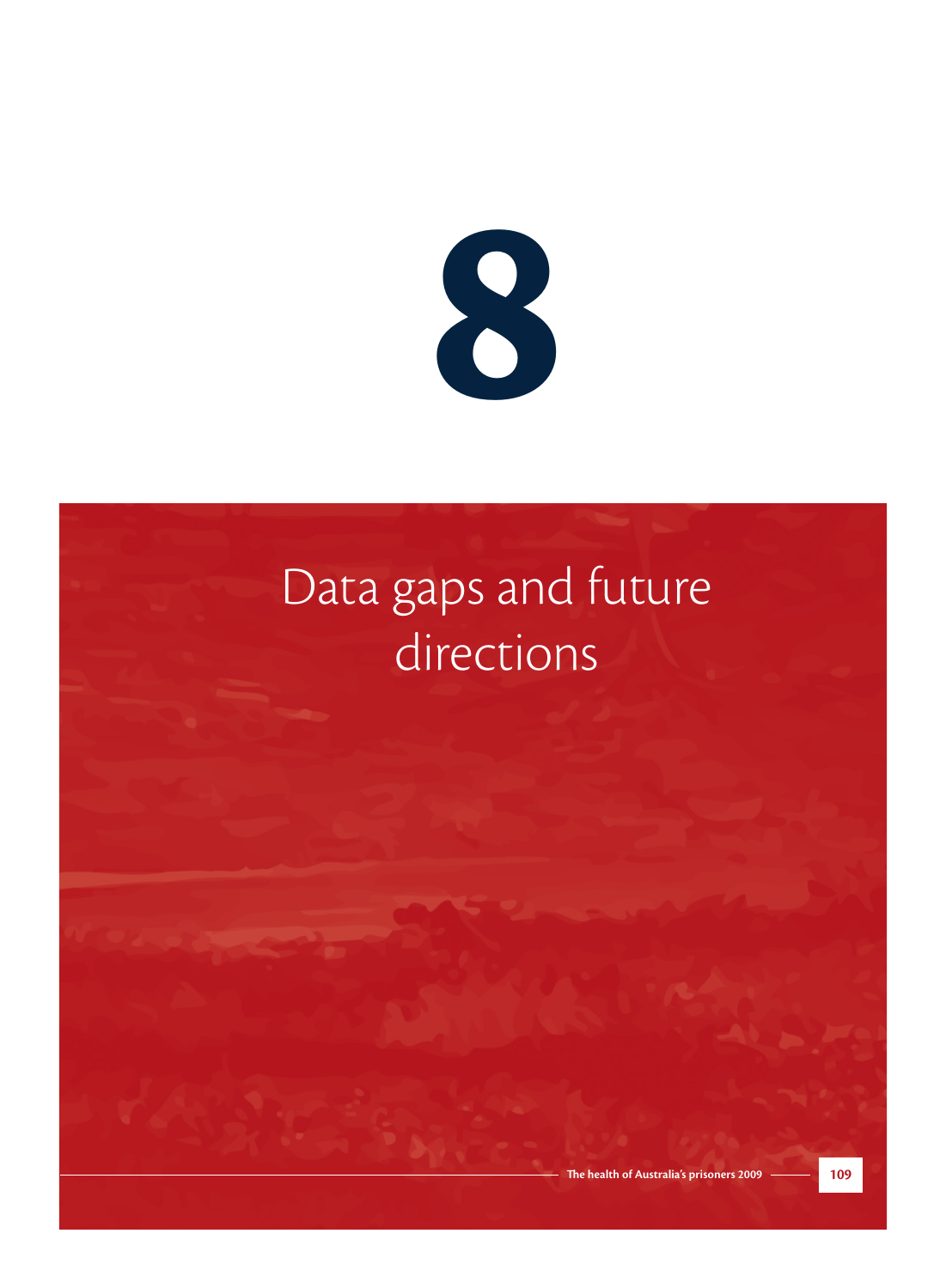# 8

# Data gaps and future directions